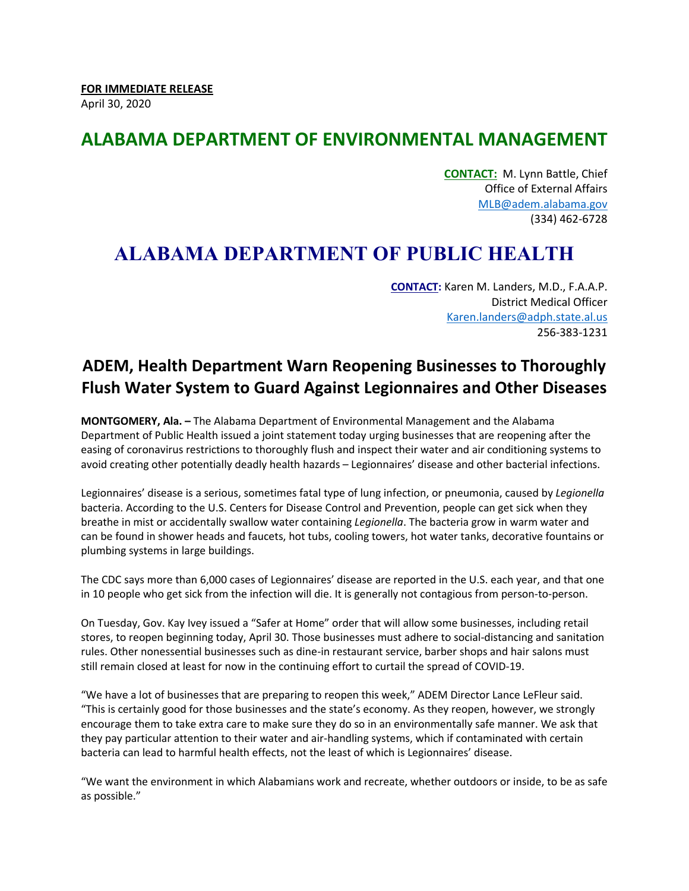**FOR IMMEDIATE RELEASE**
April 30, 2020

## ALABAMA DEPARTMENT OF ENVIRONMENTAL MANAGEMENT

**CONTACT:** M. Lynn Battle, Chief
Office of External Affairs
MLB@adem.alabama.gov
(334) 462-6728

## ALABAMA DEPARTMENT OF PUBLIC HEALTH

**CONTACT:** Karen M. Landers, M.D., F.A.A.P.
District Medical Officer
Karen.landers@adph.state.al.us
256-383-1231

# ADEM, Health Department Warn Reopening Businesses to Thoroughly Flush Water System to Guard Against Legionnaires and Other Diseases

**MONTGOMERY, Ala. –** The Alabama Department of Environmental Management and the Alabama Department of Public Health issued a joint statement today urging businesses that are reopening after the easing of coronavirus restrictions to thoroughly flush and inspect their water and air conditioning systems to avoid creating other potentially deadly health hazards – Legionnaires' disease and other bacterial infections.

Legionnaires' disease is a serious, sometimes fatal type of lung infection, or pneumonia, caused by *Legionella* bacteria. According to the U.S. Centers for Disease Control and Prevention, people can get sick when they breathe in mist or accidentally swallow water containing *Legionella*. The bacteria grow in warm water and can be found in shower heads and faucets, hot tubs, cooling towers, hot water tanks, decorative fountains or plumbing systems in large buildings.

The CDC says more than 6,000 cases of Legionnaires' disease are reported in the U.S. each year, and that one in 10 people who get sick from the infection will die. It is generally not contagious from person-to-person.

On Tuesday, Gov. Kay Ivey issued a "Safer at Home" order that will allow some businesses, including retail stores, to reopen beginning today, April 30. Those businesses must adhere to social-distancing and sanitation rules. Other nonessential businesses such as dine-in restaurant service, barber shops and hair salons must still remain closed at least for now in the continuing effort to curtail the spread of COVID-19.

"We have a lot of businesses that are preparing to reopen this week," ADEM Director Lance LeFleur said. "This is certainly good for those businesses and the state's economy. As they reopen, however, we strongly encourage them to take extra care to make sure they do so in an environmentally safe manner. We ask that they pay particular attention to their water and air-handling systems, which if contaminated with certain bacteria can lead to harmful health effects, not the least of which is Legionnaires' disease.

"We want the environment in which Alabamians work and recreate, whether outdoors or inside, to be as safe as possible."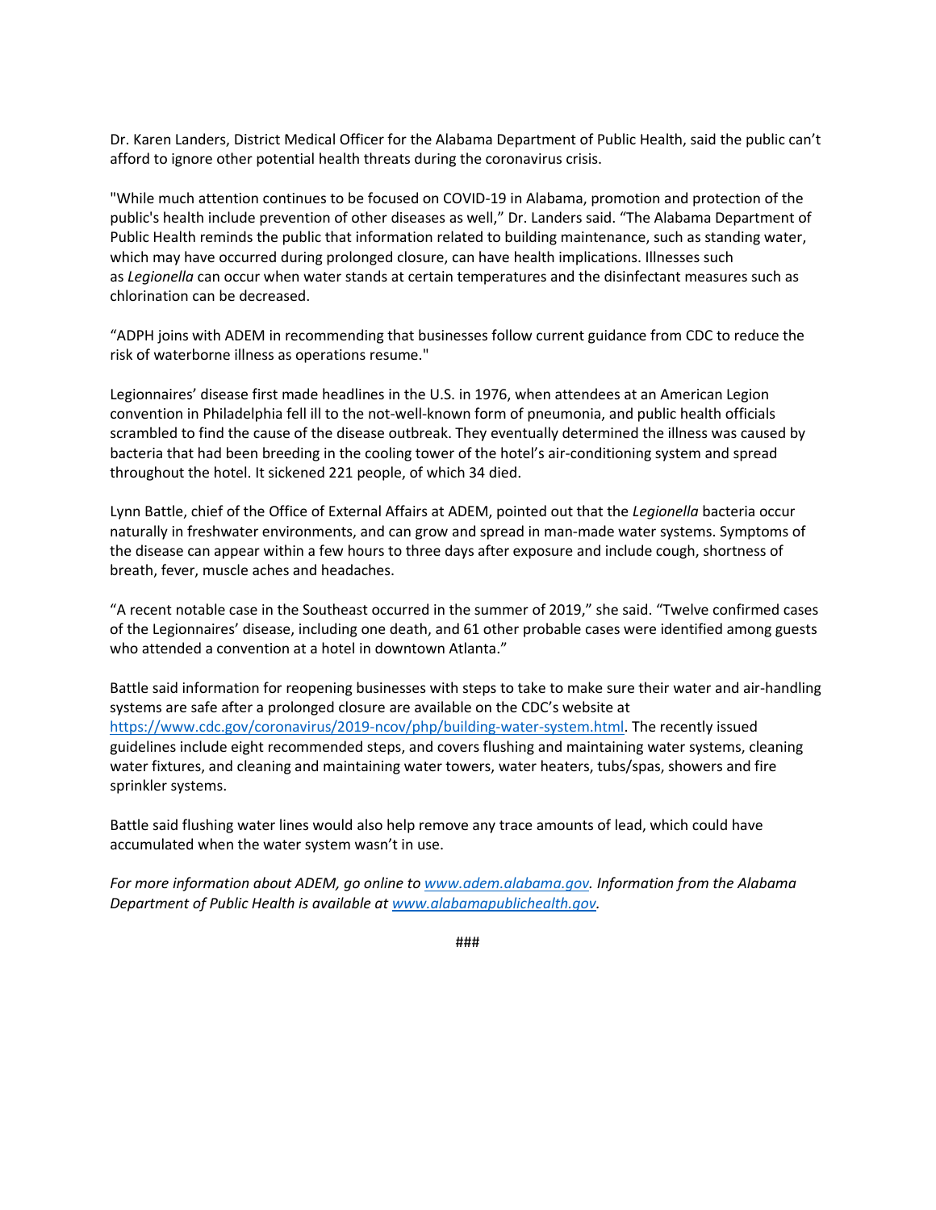Dr. Karen Landers, District Medical Officer for the Alabama Department of Public Health, said the public can't afford to ignore other potential health threats during the coronavirus crisis.

"While much attention continues to be focused on COVID-19 in Alabama, promotion and protection of the public's health include prevention of other diseases as well," Dr. Landers said. "The Alabama Department of Public Health reminds the public that information related to building maintenance, such as standing water, which may have occurred during prolonged closure, can have health implications. Illnesses such as *Legionella* can occur when water stands at certain temperatures and the disinfectant measures such as chlorination can be decreased.

"ADPH joins with ADEM in recommending that businesses follow current guidance from CDC to reduce the risk of waterborne illness as operations resume."

Legionnaires' disease first made headlines in the U.S. in 1976, when attendees at an American Legion convention in Philadelphia fell ill to the not-well-known form of pneumonia, and public health officials scrambled to find the cause of the disease outbreak. They eventually determined the illness was caused by bacteria that had been breeding in the cooling tower of the hotel's air-conditioning system and spread throughout the hotel. It sickened 221 people, of which 34 died.

Lynn Battle, chief of the Office of External Affairs at ADEM, pointed out that the *Legionella* bacteria occur naturally in freshwater environments, and can grow and spread in man-made water systems. Symptoms of the disease can appear within a few hours to three days after exposure and include cough, shortness of breath, fever, muscle aches and headaches.

"A recent notable case in the Southeast occurred in the summer of 2019," she said. "Twelve confirmed cases of the Legionnaires' disease, including one death, and 61 other probable cases were identified among guests who attended a convention at a hotel in downtown Atlanta."

Battle said information for reopening businesses with steps to take to make sure their water and air-handling systems are safe after a prolonged closure are available on the CDC's website at [https://www.cdc.gov/coronavirus/2019-ncov/php/building-water-system.html](https://www.cdc.gov/coronavirus/2019-ncov/php/building-water-system.html). The recently issued guidelines include eight recommended steps, and covers flushing and maintaining water systems, cleaning water fixtures, and cleaning and maintaining water towers, water heaters, tubs/spas, showers and fire sprinkler systems.

Battle said flushing water lines would also help remove any trace amounts of lead, which could have accumulated when the water system wasn't in use.

*For more information about ADEM, go online to [www.adem.alabama.gov](http://www.adem.alabama.gov). Information from the Alabama Department of Public Health is available at [www.alabamapublichealth.gov](http://www.alabamapublichealth.gov).*

###